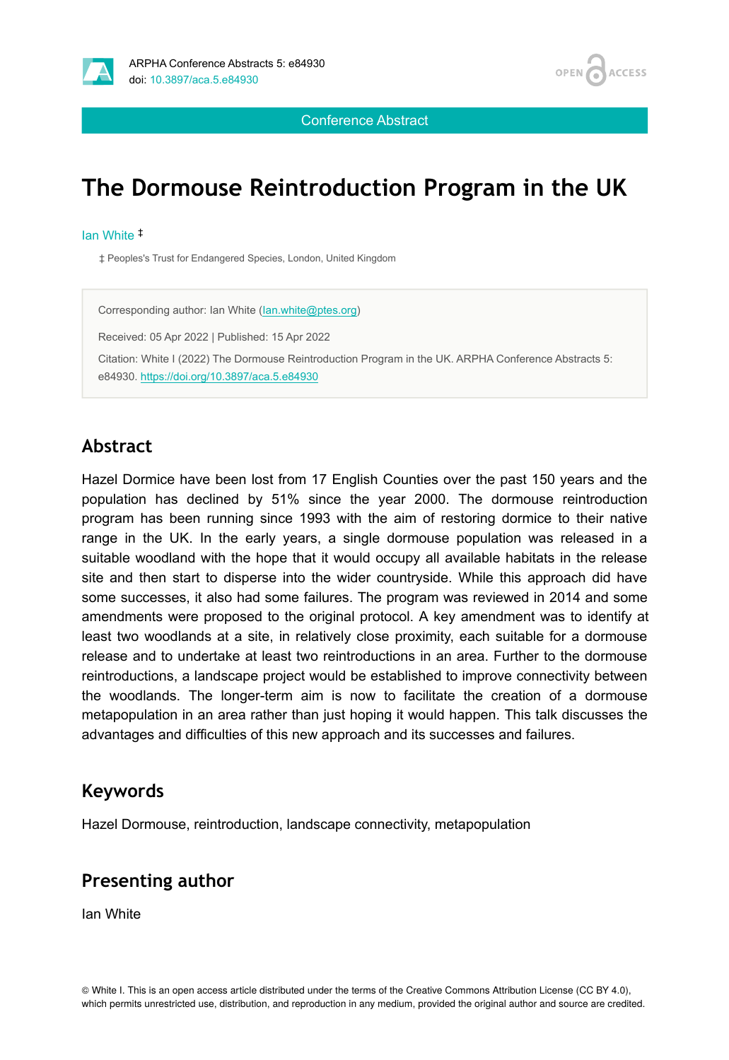Conference Abstract

# The Dormouse Reintroduction Program in the UK

Ian White [‡]

[‡] Peoples's Trust for Endangered Species, London, United Kingdom

Corresponding author: Ian White (Ian.white@ptes.org)

Received: 05 Apr 2022 | Published: 15 Apr 2022

Citation: White I (2022) The Dormouse Reintroduction Program in the UK. ARPHA Conference Abstracts 5: e84930. https://doi.org/10.3897/aca.5.e84930

## Abstract

Hazel Dormice have been lost from 17 English Counties over the past 150 years and the population has declined by 51% since the year 2000. The dormouse reintroduction program has been running since 1993 with the aim of restoring dormice to their native range in the UK. In the early years, a single dormouse population was released in a suitable woodland with the hope that it would occupy all available habitats in the release site and then start to disperse into the wider countryside. While this approach did have some successes, it also had some failures. The program was reviewed in 2014 and some amendments were proposed to the original protocol. A key amendment was to identify at least two woodlands at a site, in relatively close proximity, each suitable for a dormouse release and to undertake at least two reintroductions in an area. Further to the dormouse reintroductions, a landscape project would be established to improve connectivity between the woodlands. The longer-term aim is now to facilitate the creation of a dormouse metapopulation in an area rather than just hoping it would happen. This talk discusses the advantages and difficulties of this new approach and its successes and failures.

## Keywords

Hazel Dormouse, reintroduction, landscape connectivity, metapopulation

## Presenting author

Ian White

© White I. This is an open access article distributed under the terms of the Creative Commons Attribution License (CC BY 4.0), which permits unrestricted use, distribution, and reproduction in any medium, provided the original author and source are credited.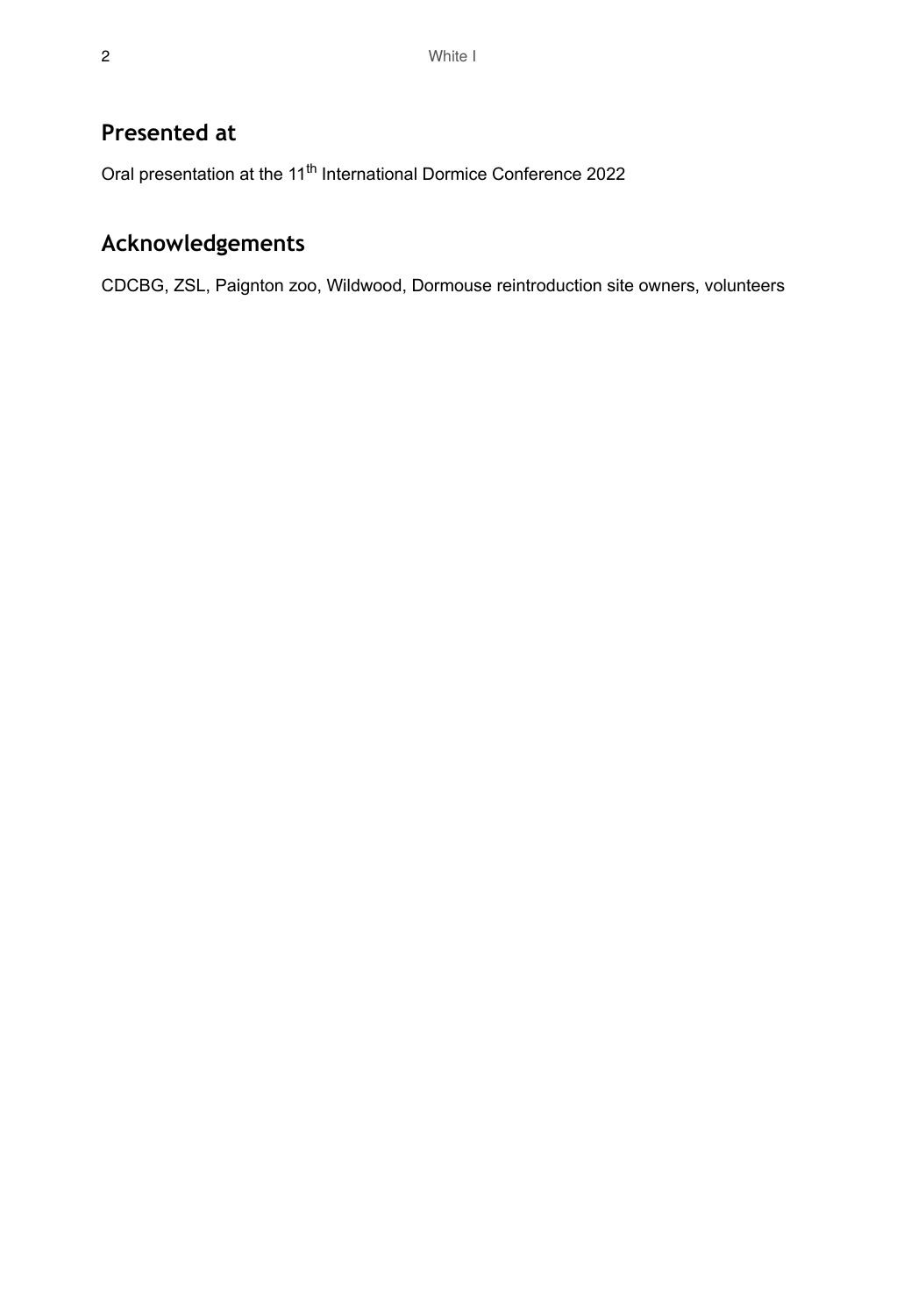## Presented at

Oral presentation at the 11th International Dormice Conference 2022

## Acknowledgements

CDCBG, ZSL, Paignton zoo, Wildwood, Dormouse reintroduction site owners, volunteers